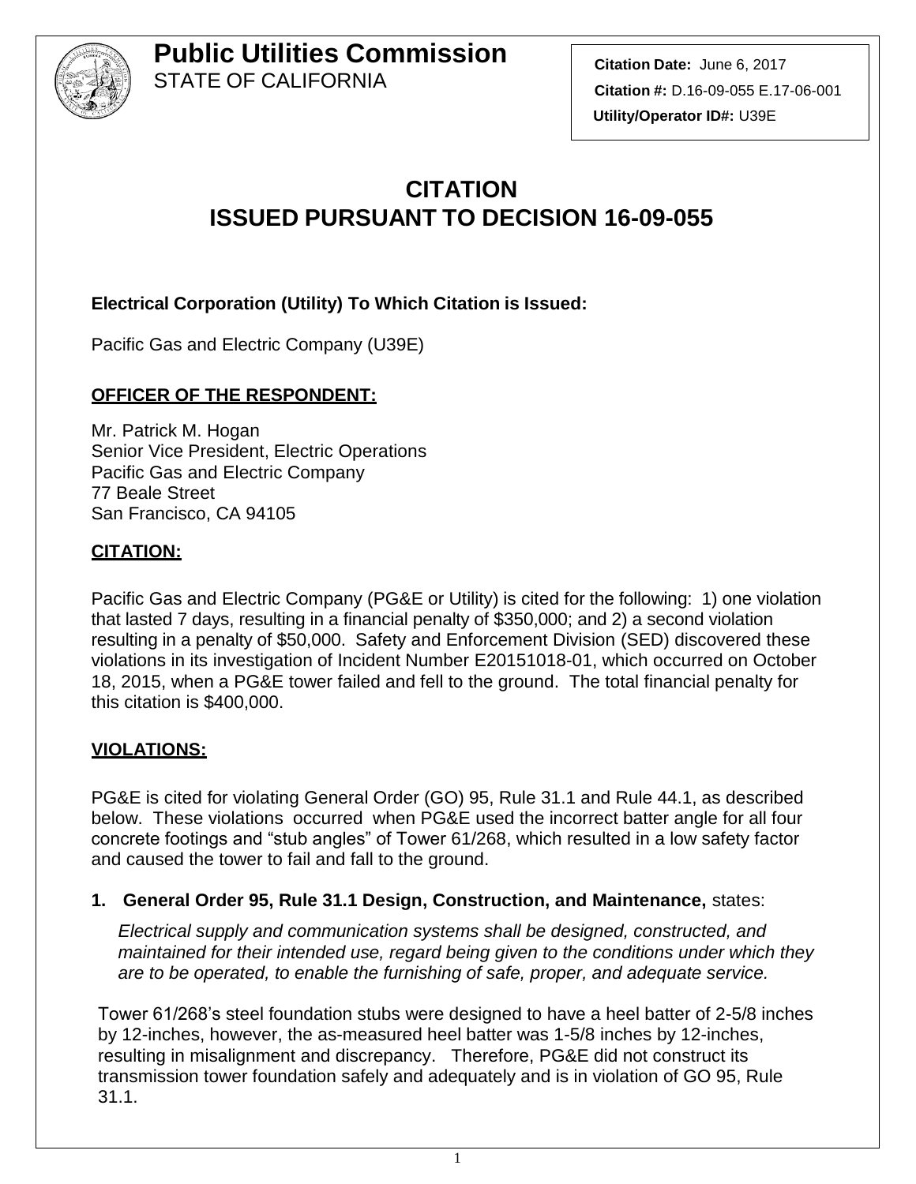# Public Utilities Commission
STATE OF CALIFORNIA

**Citation Date:** June 6, 2017
**Citation #:** D.16-09-055 E.17-06-001
**Utility/Operator ID#:** U39E

# CITATION
# ISSUED PURSUANT TO DECISION 16-09-055

**Electrical Corporation (Utility) To Which Citation is Issued:**

Pacific Gas and Electric Company (U39E)

**OFFICER OF THE RESPONDENT:**

Mr. Patrick M. Hogan
Senior Vice President, Electric Operations
Pacific Gas and Electric Company
77 Beale Street
San Francisco, CA 94105

**CITATION:**

Pacific Gas and Electric Company (PG&E or Utility) is cited for the following: 1) one violation that lasted 7 days, resulting in a financial penalty of $350,000; and 2) a second violation resulting in a penalty of $50,000. Safety and Enforcement Division (SED) discovered these violations in its investigation of Incident Number E20151018-01, which occurred on October 18, 2015, when a PG&E tower failed and fell to the ground. The total financial penalty for this citation is $400,000.

**VIOLATIONS:**

PG&E is cited for violating General Order (GO) 95, Rule 31.1 and Rule 44.1, as described below. These violations occurred when PG&E used the incorrect batter angle for all four concrete footings and "stub angles" of Tower 61/268, which resulted in a low safety factor and caused the tower to fail and fall to the ground.

1. **General Order 95, Rule 31.1 Design, Construction, and Maintenance,** states:

   *Electrical supply and communication systems shall be designed, constructed, and maintained for their intended use, regard being given to the conditions under which they are to be operated, to enable the furnishing of safe, proper, and adequate service.*

   Tower 61/268's steel foundation stubs were designed to have a heel batter of 2-5/8 inches by 12-inches, however, the as-measured heel batter was 1-5/8 inches by 12-inches, resulting in misalignment and discrepancy. Therefore, PG&E did not construct its transmission tower foundation safely and adequately and is in violation of GO 95, Rule 31.1.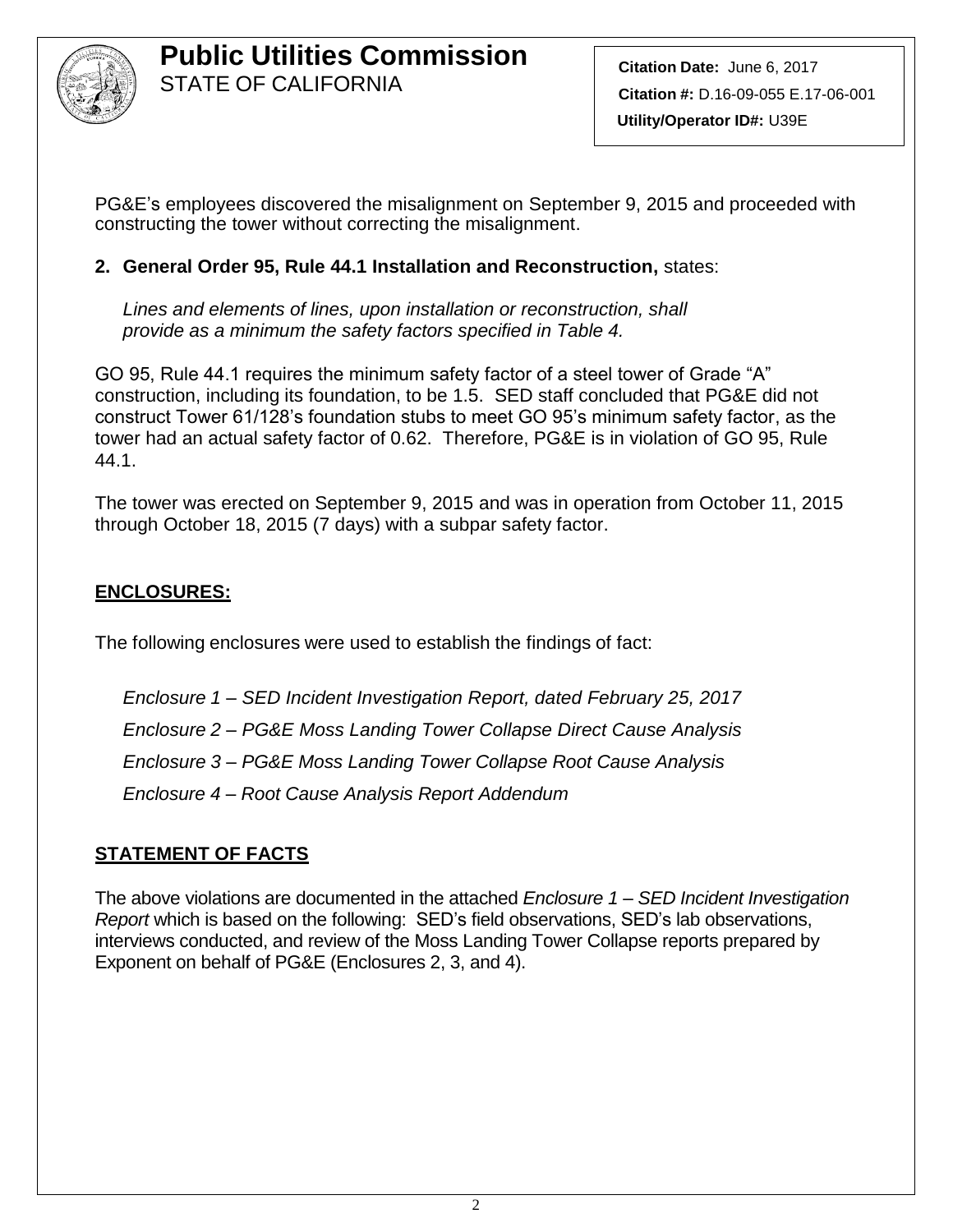PG&E's employees discovered the misalignment on September 9, 2015 and proceeded with constructing the tower without correcting the misalignment.

**2. General Order 95, Rule 44.1 Installation and Reconstruction,** states:

*Lines and elements of lines, upon installation or reconstruction, shall provide as a minimum the safety factors specified in Table 4.*

GO 95, Rule 44.1 requires the minimum safety factor of a steel tower of Grade "A" construction, including its foundation, to be 1.5. SED staff concluded that PG&E did not construct Tower 61/128's foundation stubs to meet GO 95's minimum safety factor, as the tower had an actual safety factor of 0.62. Therefore, PG&E is in violation of GO 95, Rule 44.1.

The tower was erected on September 9, 2015 and was in operation from October 11, 2015 through October 18, 2015 (7 days) with a subpar safety factor.

## ENCLOSURES:

The following enclosures were used to establish the findings of fact:

*Enclosure 1 – SED Incident Investigation Report, dated February 25, 2017*

*Enclosure 2 – PG&E Moss Landing Tower Collapse Direct Cause Analysis*

*Enclosure 3 – PG&E Moss Landing Tower Collapse Root Cause Analysis*

*Enclosure 4 – Root Cause Analysis Report Addendum*

## STATEMENT OF FACTS

The above violations are documented in the attached *Enclosure 1 – SED Incident Investigation Report* which is based on the following: SED's field observations, SED's lab observations, interviews conducted, and review of the Moss Landing Tower Collapse reports prepared by Exponent on behalf of PG&E (Enclosures 2, 3, and 4).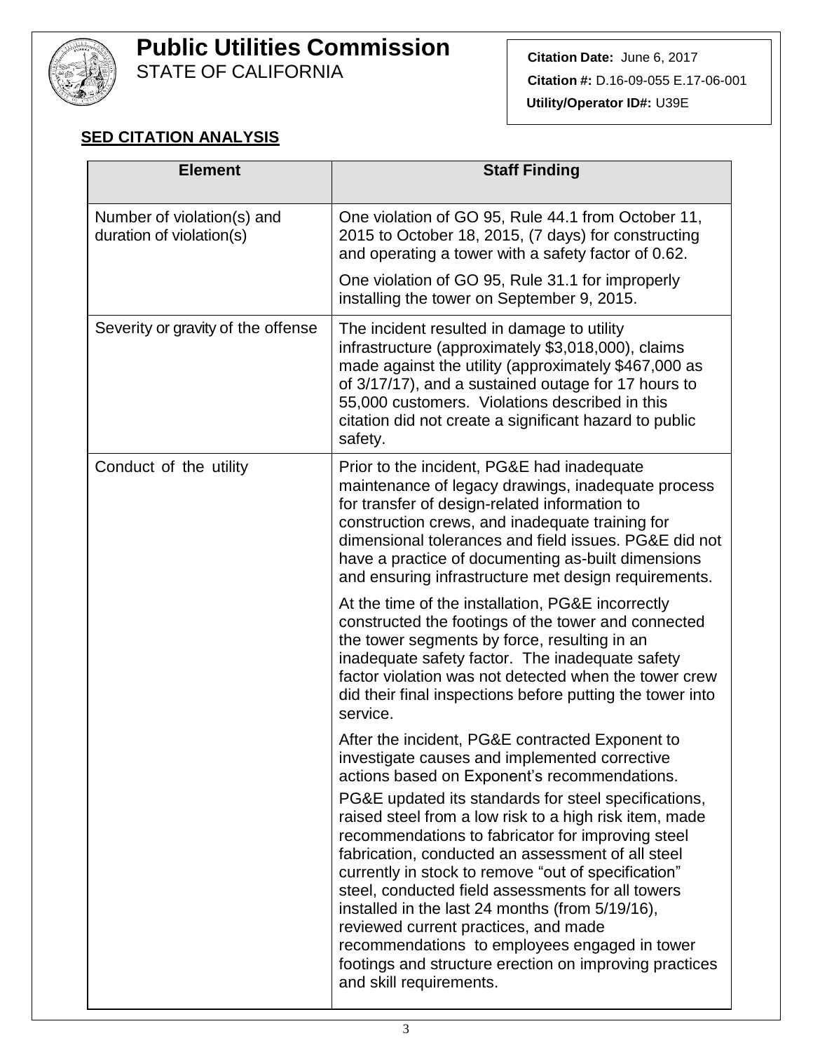# Public Utilities Commission
STATE OF CALIFORNIA

**Citation Date:** June 6, 2017
**Citation #:** D.16-09-055 E.17-06-001
**Utility/Operator ID#:** U39E

## SED CITATION ANALYSIS

| Element | Staff Finding |
|---|---|
| Number of violation(s) and duration of violation(s) | One violation of GO 95, Rule 44.1 from October 11, 2015 to October 18, 2015, (7 days) for constructing and operating a tower with a safety factor of 0.62.<br><br>One violation of GO 95, Rule 31.1 for improperly installing the tower on September 9, 2015. |
| Severity or gravity of the offense | The incident resulted in damage to utility infrastructure (approximately $3,018,000), claims made against the utility (approximately $467,000 as of 3/17/17), and a sustained outage for 17 hours to 55,000 customers. Violations described in this citation did not create a significant hazard to public safety. |
| Conduct of the utility | Prior to the incident, PG&E had inadequate maintenance of legacy drawings, inadequate process for transfer of design-related information to construction crews, and inadequate training for dimensional tolerances and field issues. PG&E did not have a practice of documenting as-built dimensions and ensuring infrastructure met design requirements.<br><br>At the time of the installation, PG&E incorrectly constructed the footings of the tower and connected the tower segments by force, resulting in an inadequate safety factor. The inadequate safety factor violation was not detected when the tower crew did their final inspections before putting the tower into service.<br><br>After the incident, PG&E contracted Exponent to investigate causes and implemented corrective actions based on Exponent's recommendations.<br><br>PG&E updated its standards for steel specifications, raised steel from a low risk to a high risk item, made recommendations to fabricator for improving steel fabrication, conducted an assessment of all steel currently in stock to remove "out of specification" steel, conducted field assessments for all towers installed in the last 24 months (from 5/19/16), reviewed current practices, and made recommendations to employees engaged in tower footings and structure erection on improving practices and skill requirements. |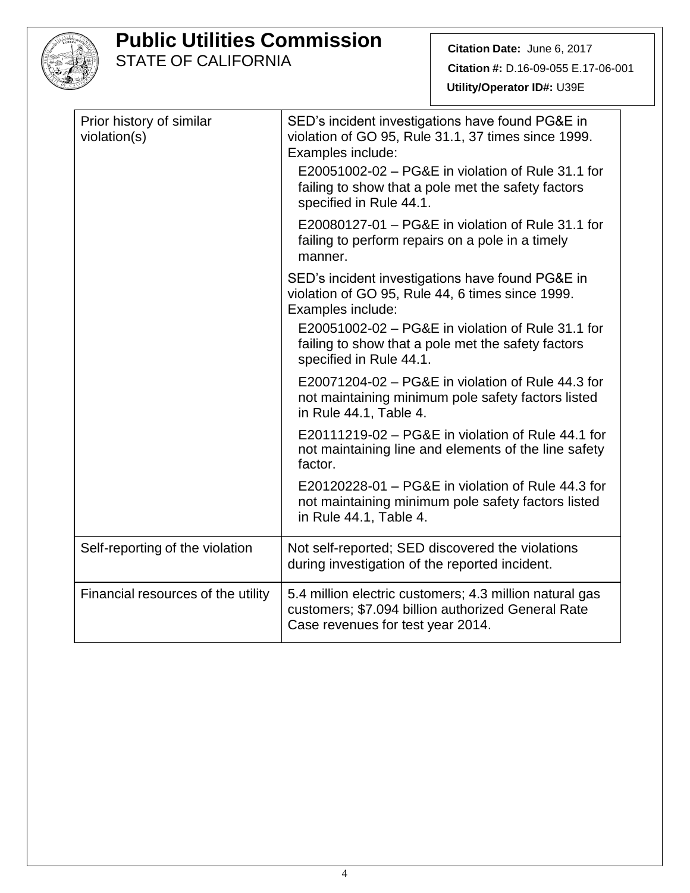# Public Utilities Commission
STATE OF CALIFORNIA

**Citation Date:** June 6, 2017
**Citation #:** D.16-09-055 E.17-06-001
**Utility/Operator ID#:** U39E

| | |
|---|---|
| Prior history of similar violation(s) | SED's incident investigations have found PG&E in violation of GO 95, Rule 31.1, 37 times since 1999. Examples include:<br>E20051002-02 – PG&E in violation of Rule 31.1 for failing to show that a pole met the safety factors specified in Rule 44.1.<br>E20080127-01 – PG&E in violation of Rule 31.1 for failing to perform repairs on a pole in a timely manner.<br>SED's incident investigations have found PG&E in violation of GO 95, Rule 44, 6 times since 1999. Examples include:<br>E20051002-02 – PG&E in violation of Rule 31.1 for failing to show that a pole met the safety factors specified in Rule 44.1.<br>E20071204-02 – PG&E in violation of Rule 44.3 for not maintaining minimum pole safety factors listed in Rule 44.1, Table 4.<br>E20111219-02 – PG&E in violation of Rule 44.1 for not maintaining line and elements of the line safety factor.<br>E20120228-01 – PG&E in violation of Rule 44.3 for not maintaining minimum pole safety factors listed in Rule 44.1, Table 4. |
| Self-reporting of the violation | Not self-reported; SED discovered the violations during investigation of the reported incident. |
| Financial resources of the utility | 5.4 million electric customers; 4.3 million natural gas customers; $7.094 billion authorized General Rate Case revenues for test year 2014. |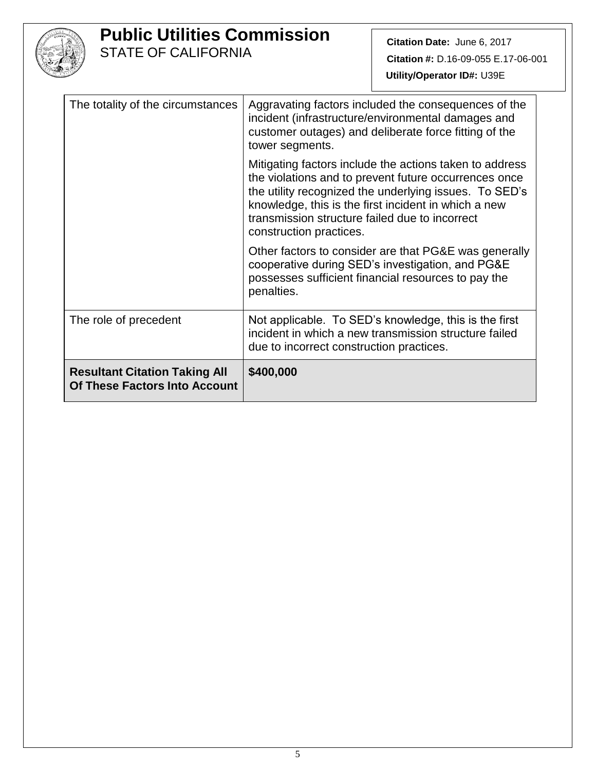| | |
|---|---|
| The totality of the circumstances | Aggravating factors included the consequences of the incident (infrastructure/environmental damages and customer outages) and deliberate force fitting of the tower segments.<br><br>Mitigating factors include the actions taken to address the violations and to prevent future occurrences once the utility recognized the underlying issues. To SED's knowledge, this is the first incident in which a new transmission structure failed due to incorrect construction practices.<br><br>Other factors to consider are that PG&E was generally cooperative during SED's investigation, and PG&E possesses sufficient financial resources to pay the penalties. |
| The role of precedent | Not applicable. To SED's knowledge, this is the first incident in which a new transmission structure failed due to incorrect construction practices. |
| **Resultant Citation Taking All Of These Factors Into Account** | **$400,000** |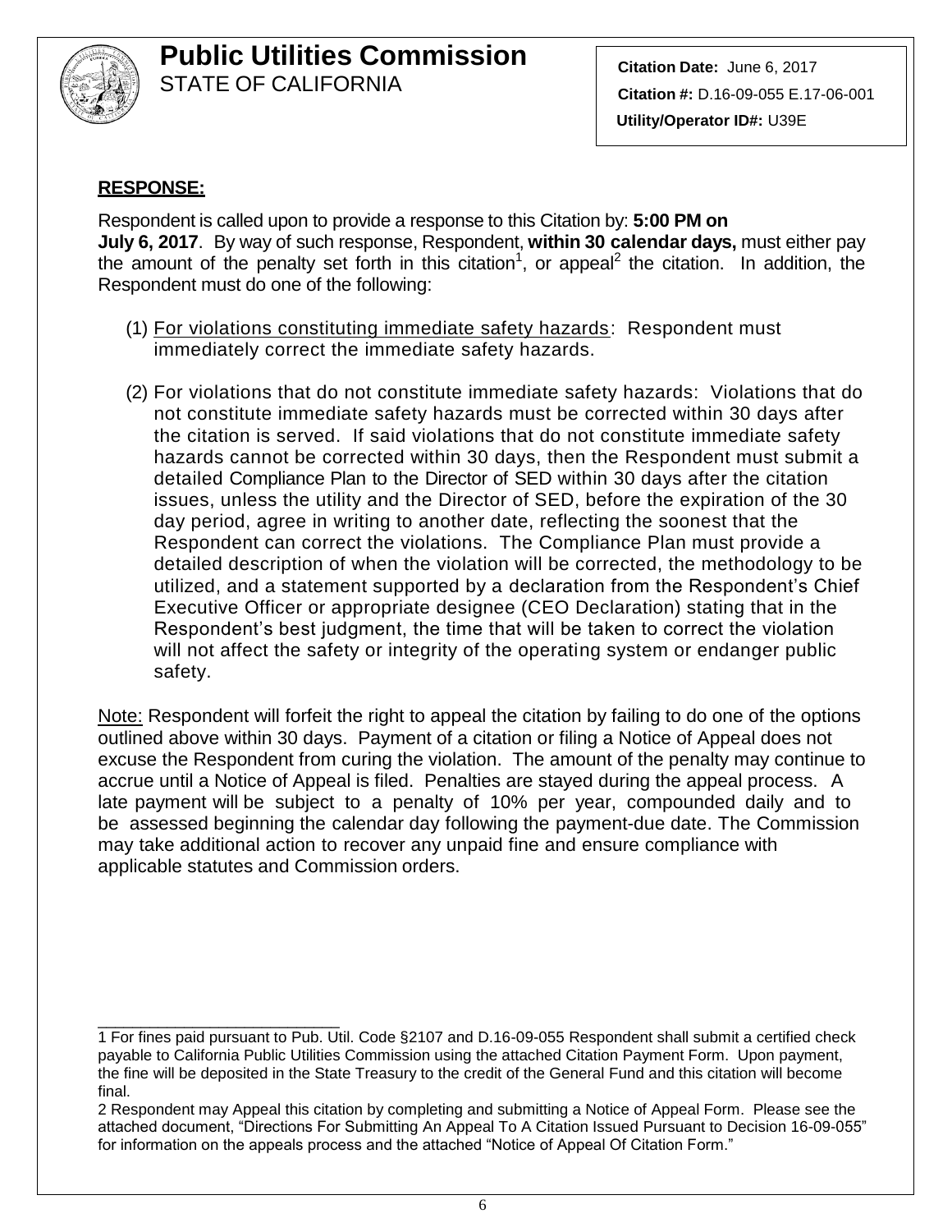# Public Utilities Commission
STATE OF CALIFORNIA

**Citation Date:** June 6, 2017
**Citation #:** D.16-09-055 E.17-06-001
**Utility/Operator ID#:** U39E

**RESPONSE:**

Respondent is called upon to provide a response to this Citation by: **5:00 PM on July 6, 2017**. By way of such response, Respondent, **within 30 calendar days,** must either pay the amount of the penalty set forth in this citation[1], or appeal[2] the citation. In addition, the Respondent must do one of the following:

(1) For violations constituting immediate safety hazards: Respondent must immediately correct the immediate safety hazards.

(2) For violations that do not constitute immediate safety hazards: Violations that do not constitute immediate safety hazards must be corrected within 30 days after the citation is served. If said violations that do not constitute immediate safety hazards cannot be corrected within 30 days, then the Respondent must submit a detailed Compliance Plan to the Director of SED within 30 days after the citation issues, unless the utility and the Director of SED, before the expiration of the 30 day period, agree in writing to another date, reflecting the soonest that the Respondent can correct the violations. The Compliance Plan must provide a detailed description of when the violation will be corrected, the methodology to be utilized, and a statement supported by a declaration from the Respondent's Chief Executive Officer or appropriate designee (CEO Declaration) stating that in the Respondent's best judgment, the time that will be taken to correct the violation will not affect the safety or integrity of the operating system or endanger public safety.

Note: Respondent will forfeit the right to appeal the citation by failing to do one of the options outlined above within 30 days. Payment of a citation or filing a Notice of Appeal does not excuse the Respondent from curing the violation. The amount of the penalty may continue to accrue until a Notice of Appeal is filed. Penalties are stayed during the appeal process. A late payment will be subject to a penalty of 10% per year, compounded daily and to be assessed beginning the calendar day following the payment-due date. The Commission may take additional action to recover any unpaid fine and ensure compliance with applicable statutes and Commission orders.

---

1 For fines paid pursuant to Pub. Util. Code §2107 and D.16-09-055 Respondent shall submit a certified check payable to California Public Utilities Commission using the attached Citation Payment Form. Upon payment, the fine will be deposited in the State Treasury to the credit of the General Fund and this citation will become final.

2 Respondent may Appeal this citation by completing and submitting a Notice of Appeal Form. Please see the attached document, "Directions For Submitting An Appeal To A Citation Issued Pursuant to Decision 16-09-055" for information on the appeals process and the attached "Notice of Appeal Of Citation Form."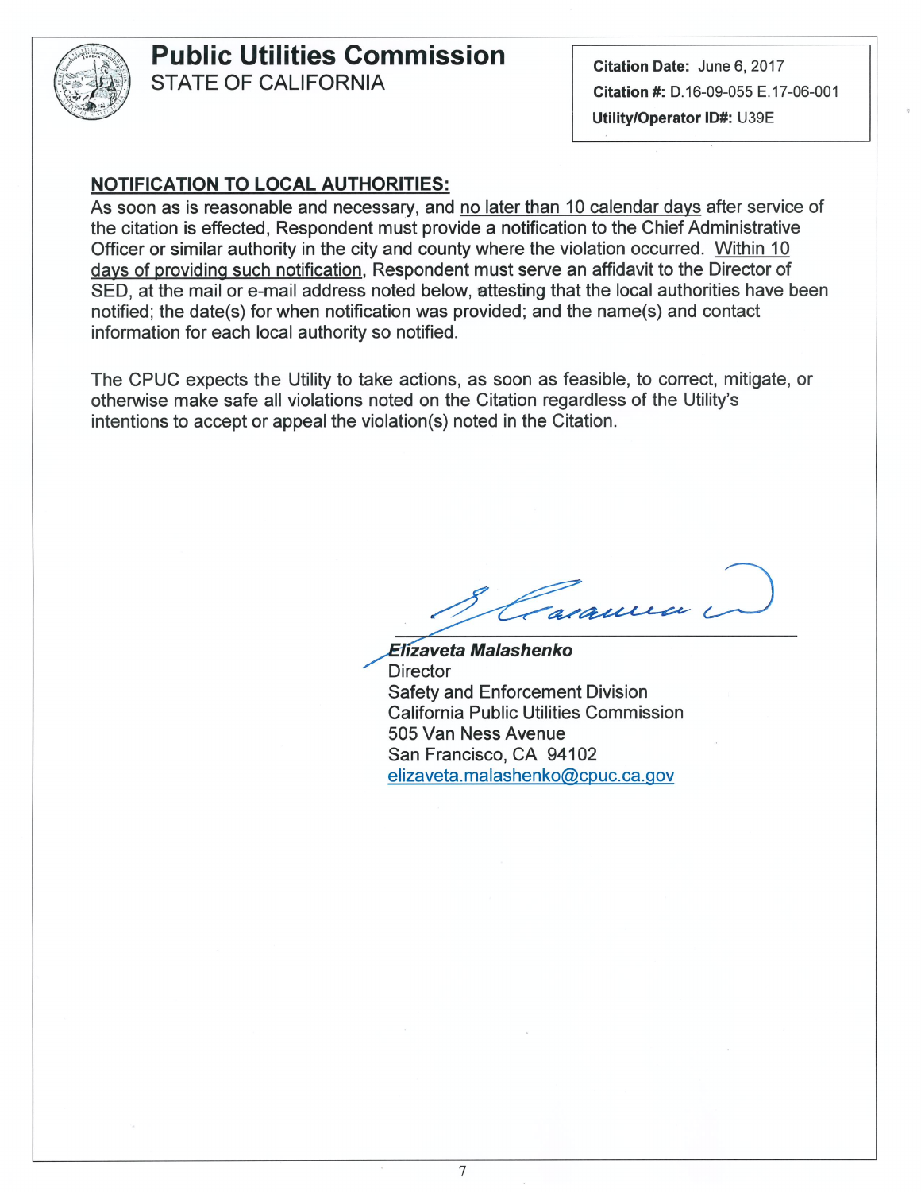# Public Utilities Commission
STATE OF CALIFORNIA

**Citation Date:** June 6, 2017
**Citation #:** D.16-09-055 E.17-06-001
**Utility/Operator ID#:** U39E

## NOTIFICATION TO LOCAL AUTHORITIES:

As soon as is reasonable and necessary, and no later than 10 calendar days after service of the citation is effected, Respondent must provide a notification to the Chief Administrative Officer or similar authority in the city and county where the violation occurred. Within 10 days of providing such notification, Respondent must serve an affidavit to the Director of SED, at the mail or e-mail address noted below, attesting that the local authorities have been notified; the date(s) for when notification was provided; and the name(s) and contact information for each local authority so notified.

The CPUC expects the Utility to take actions, as soon as feasible, to correct, mitigate, or otherwise make safe all violations noted on the Citation regardless of the Utility's intentions to accept or appeal the violation(s) noted in the Citation.

***Elizaveta Malashenko***
Director
Safety and Enforcement Division
California Public Utilities Commission
505 Van Ness Avenue
San Francisco, CA 94102
elizaveta.malashenko@cpuc.ca.gov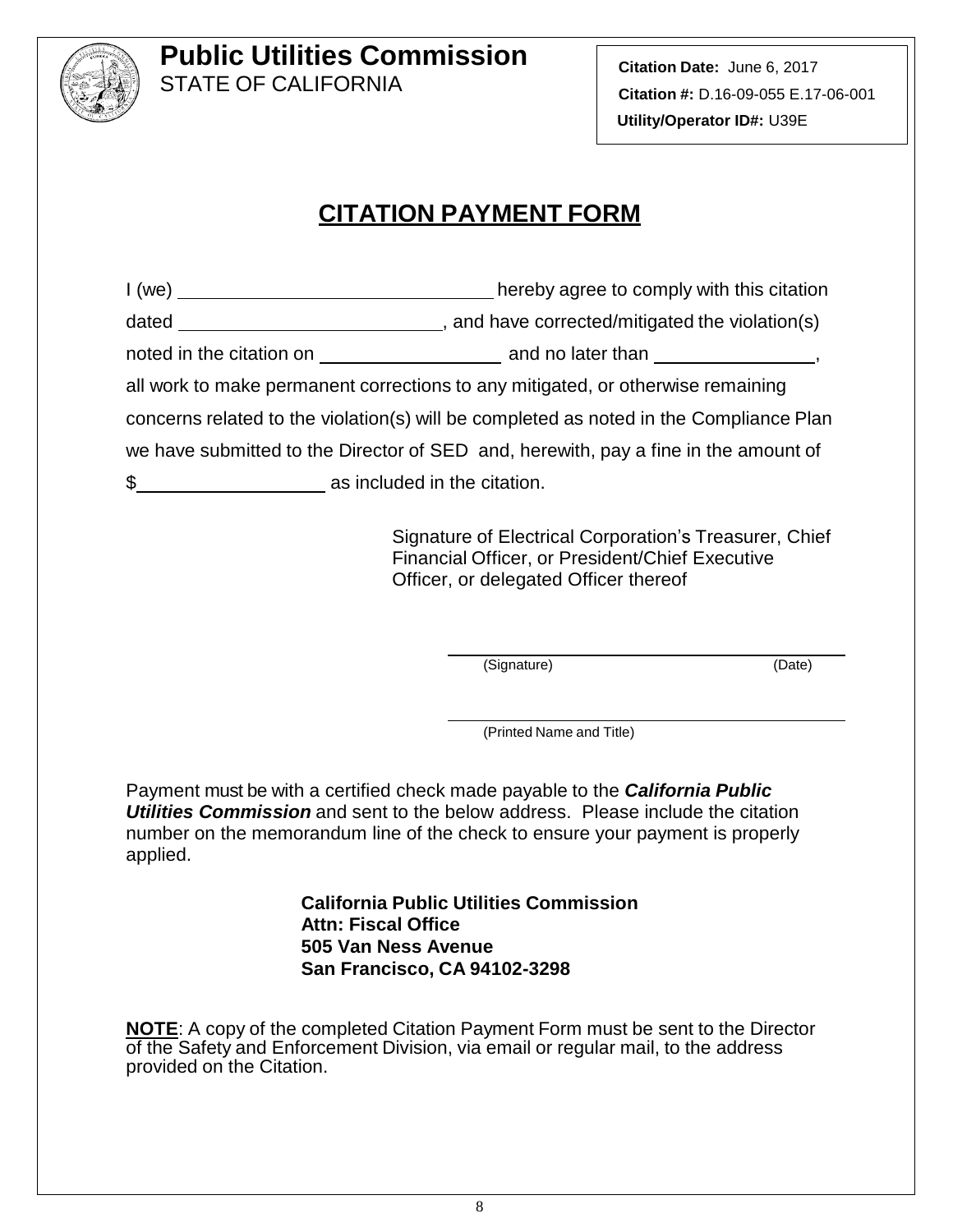**Public Utilities Commission**
STATE OF CALIFORNIA

**Citation Date:** June 6, 2017
**Citation #:** D.16-09-055 E.17-06-001
**Utility/Operator ID#:** U39E

# CITATION PAYMENT FORM

I (we) ______________________________ hereby agree to comply with this citation dated __________________________, and have corrected/mitigated the violation(s) noted in the citation on _________________ and no later than _______________, all work to make permanent corrections to any mitigated, or otherwise remaining concerns related to the violation(s) will be completed as noted in the Compliance Plan we have submitted to the Director of SED and, herewith, pay a fine in the amount of $_________________ as included in the citation.

Signature of Electrical Corporation's Treasurer, Chief Financial Officer, or President/Chief Executive Officer, or delegated Officer thereof

_______________________________________
(Signature) (Date)

_______________________________________
(Printed Name and Title)

Payment must be with a certified check made payable to the ***California Public Utilities Commission*** and sent to the below address. Please include the citation number on the memorandum line of the check to ensure your payment is properly applied.

**California Public Utilities Commission**
**Attn: Fiscal Office**
**505 Van Ness Avenue**
**San Francisco, CA 94102-3298**

**NOTE**: A copy of the completed Citation Payment Form must be sent to the Director of the Safety and Enforcement Division, via email or regular mail, to the address provided on the Citation.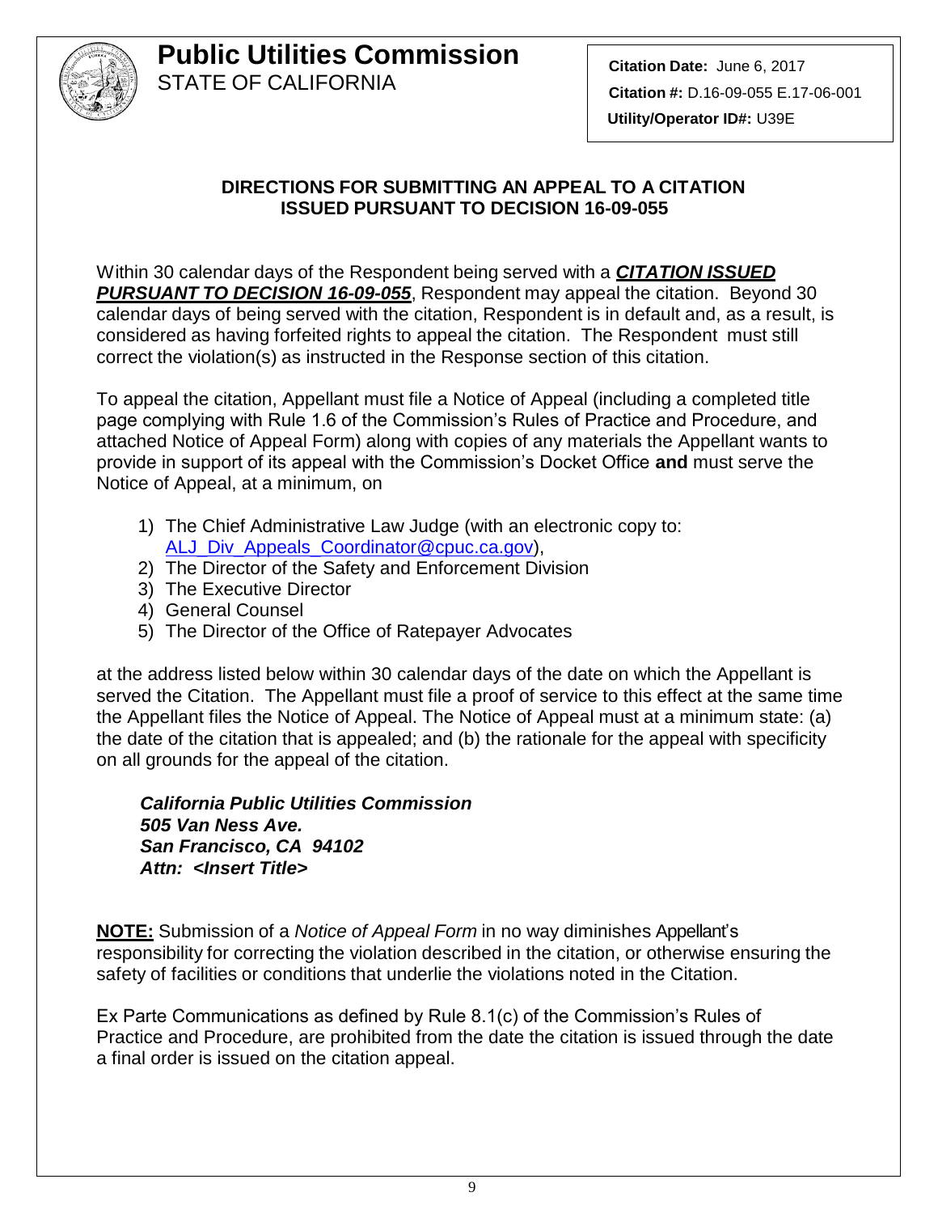# Public Utilities Commission

STATE OF CALIFORNIA

**Citation Date:** June 6, 2017
**Citation #:** D.16-09-055 E.17-06-001
**Utility/Operator ID#:** U39E

## DIRECTIONS FOR SUBMITTING AN APPEAL TO A CITATION ISSUED PURSUANT TO DECISION 16-09-055

Within 30 calendar days of the Respondent being served with a ***CITATION ISSUED PURSUANT TO DECISION 16-09-055***, Respondent may appeal the citation. Beyond 30 calendar days of being served with the citation, Respondent is in default and, as a result, is considered as having forfeited rights to appeal the citation. The Respondent must still correct the violation(s) as instructed in the Response section of this citation.

To appeal the citation, Appellant must file a Notice of Appeal (including a completed title page complying with Rule 1.6 of the Commission's Rules of Practice and Procedure, and attached Notice of Appeal Form) along with copies of any materials the Appellant wants to provide in support of its appeal with the Commission's Docket Office **and** must serve the Notice of Appeal, at a minimum, on

1) The Chief Administrative Law Judge (with an electronic copy to: ALJ_Div_Appeals_Coordinator@cpuc.ca.gov),
2) The Director of the Safety and Enforcement Division
3) The Executive Director
4) General Counsel
5) The Director of the Office of Ratepayer Advocates

at the address listed below within 30 calendar days of the date on which the Appellant is served the Citation. The Appellant must file a proof of service to this effect at the same time the Appellant files the Notice of Appeal. The Notice of Appeal must at a minimum state: (a) the date of the citation that is appealed; and (b) the rationale for the appeal with specificity on all grounds for the appeal of the citation.

***California Public Utilities Commission***
***505 Van Ness Ave.***
***San Francisco, CA 94102***
***Attn: <Insert Title>***

**NOTE:** Submission of a *Notice of Appeal Form* in no way diminishes Appellant's responsibility for correcting the violation described in the citation, or otherwise ensuring the safety of facilities or conditions that underlie the violations noted in the Citation.

Ex Parte Communications as defined by Rule 8.1(c) of the Commission's Rules of Practice and Procedure, are prohibited from the date the citation is issued through the date a final order is issued on the citation appeal.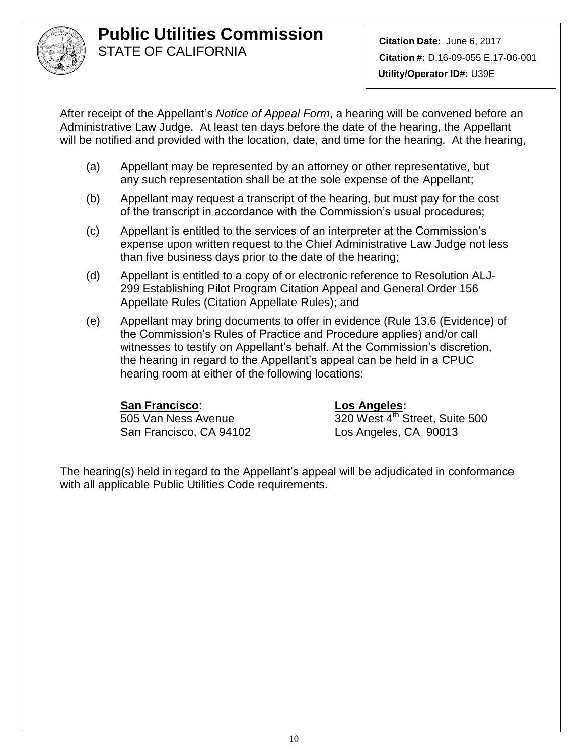# Public Utilities Commission
STATE OF CALIFORNIA

**Citation Date:** June 6, 2017
**Citation #:** D.16-09-055 E.17-06-001
**Utility/Operator ID#:** U39E

After receipt of the Appellant's *Notice of Appeal Form*, a hearing will be convened before an Administrative Law Judge. At least ten days before the date of the hearing, the Appellant will be notified and provided with the location, date, and time for the hearing. At the hearing,

(a) Appellant may be represented by an attorney or other representative, but any such representation shall be at the sole expense of the Appellant;

(b) Appellant may request a transcript of the hearing, but must pay for the cost of the transcript in accordance with the Commission's usual procedures;

(c) Appellant is entitled to the services of an interpreter at the Commission's expense upon written request to the Chief Administrative Law Judge not less than five business days prior to the date of the hearing;

(d) Appellant is entitled to a copy of or electronic reference to Resolution ALJ-299 Establishing Pilot Program Citation Appeal and General Order 156 Appellate Rules (Citation Appellate Rules); and

(e) Appellant may bring documents to offer in evidence (Rule 13.6 (Evidence) of the Commission's Rules of Practice and Procedure applies) and/or call witnesses to testify on Appellant's behalf. At the Commission's discretion, the hearing in regard to the Appellant's appeal can be held in a CPUC hearing room at either of the following locations:

**San Francisco**:
505 Van Ness Avenue
San Francisco, CA 94102

**Los Angeles:**
320 West 4th Street, Suite 500
Los Angeles, CA 90013

The hearing(s) held in regard to the Appellant's appeal will be adjudicated in conformance with all applicable Public Utilities Code requirements.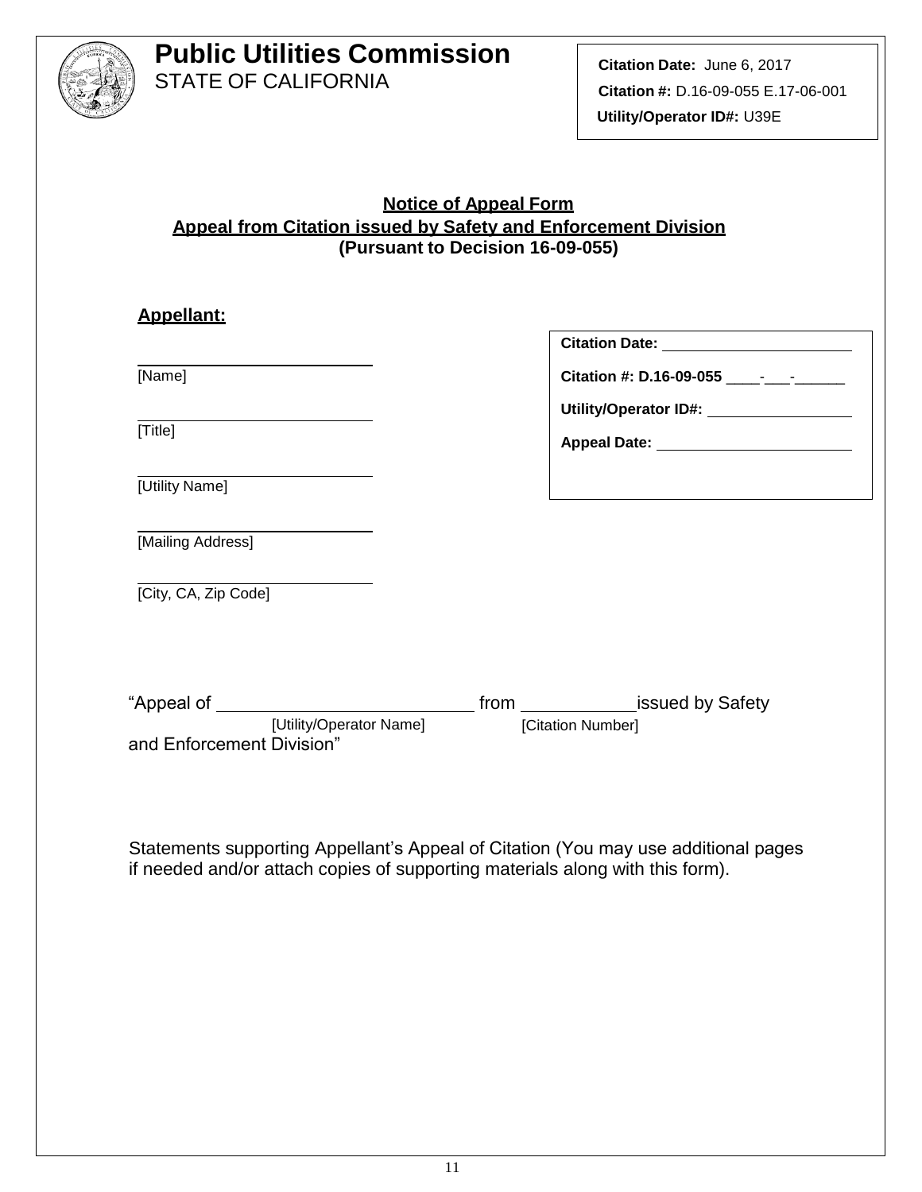**Public Utilities Commission**
STATE OF CALIFORNIA

**Citation Date:** June 6, 2017
**Citation #:** D.16-09-055 E.17-06-001
**Utility/Operator ID#:** U39E

## Notice of Appeal Form
## Appeal from Citation issued by Safety and Enforcement Division
### (Pursuant to Decision 16-09-055)

**Appellant:**

______________________________
[Name]

______________________________
[Title]

______________________________
[Utility Name]

______________________________
[Mailing Address]

______________________________
[City, CA, Zip Code]

**Citation Date:** ______________________

**Citation #: D.16-09-055** ____-___-______

**Utility/Operator ID#:** _________________

**Appeal Date:** ______________________

"Appeal of ___________________________ from ____________ issued by Safety and Enforcement Division"

[Utility/Operator Name] [Citation Number]

Statements supporting Appellant's Appeal of Citation (You may use additional pages if needed and/or attach copies of supporting materials along with this form).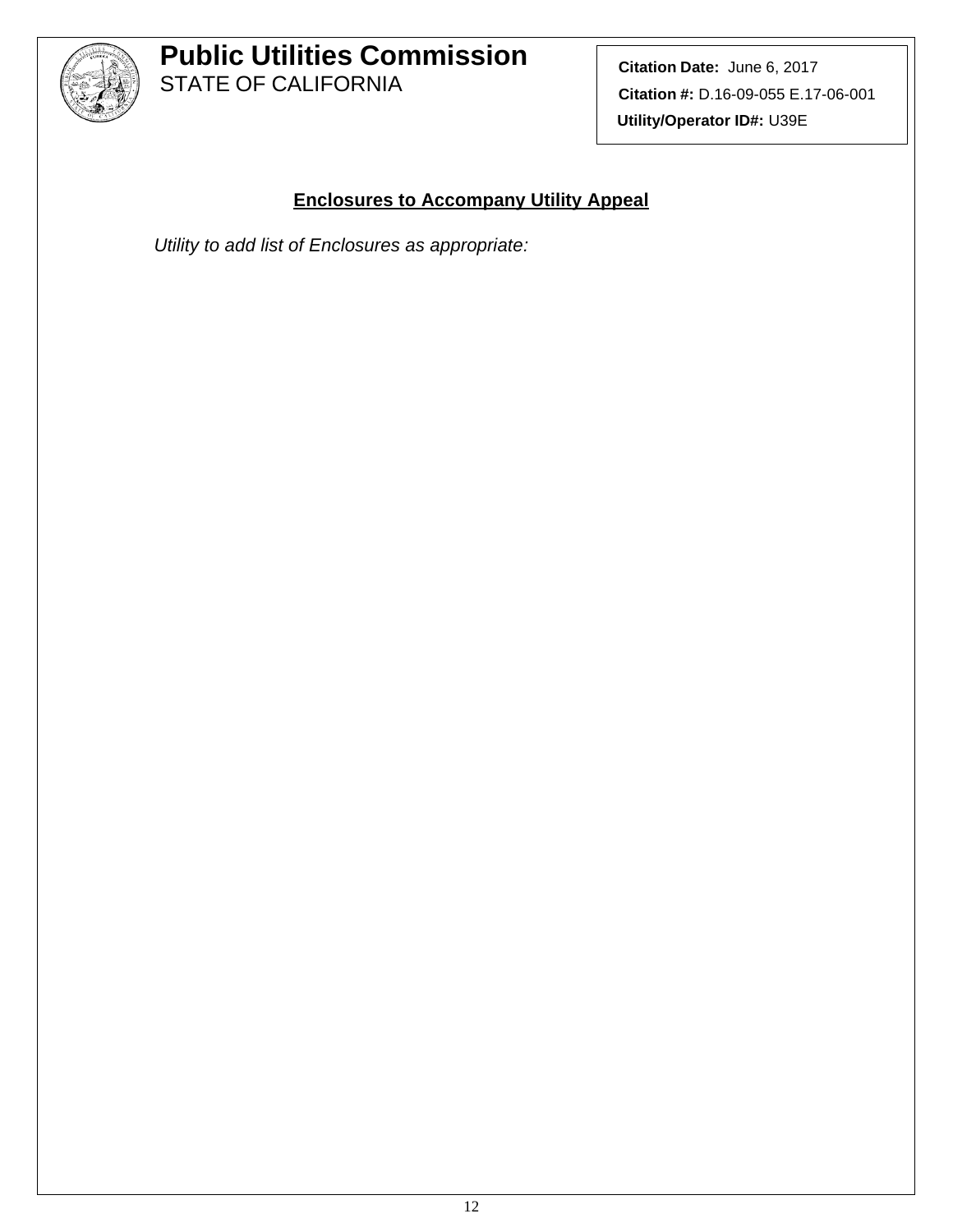# Public Utilities Commission
STATE OF CALIFORNIA

**Citation Date:** June 6, 2017
**Citation #:** D.16-09-055 E.17-06-001
**Utility/Operator ID#:** U39E

## Enclosures to Accompany Utility Appeal

*Utility to add list of Enclosures as appropriate:*